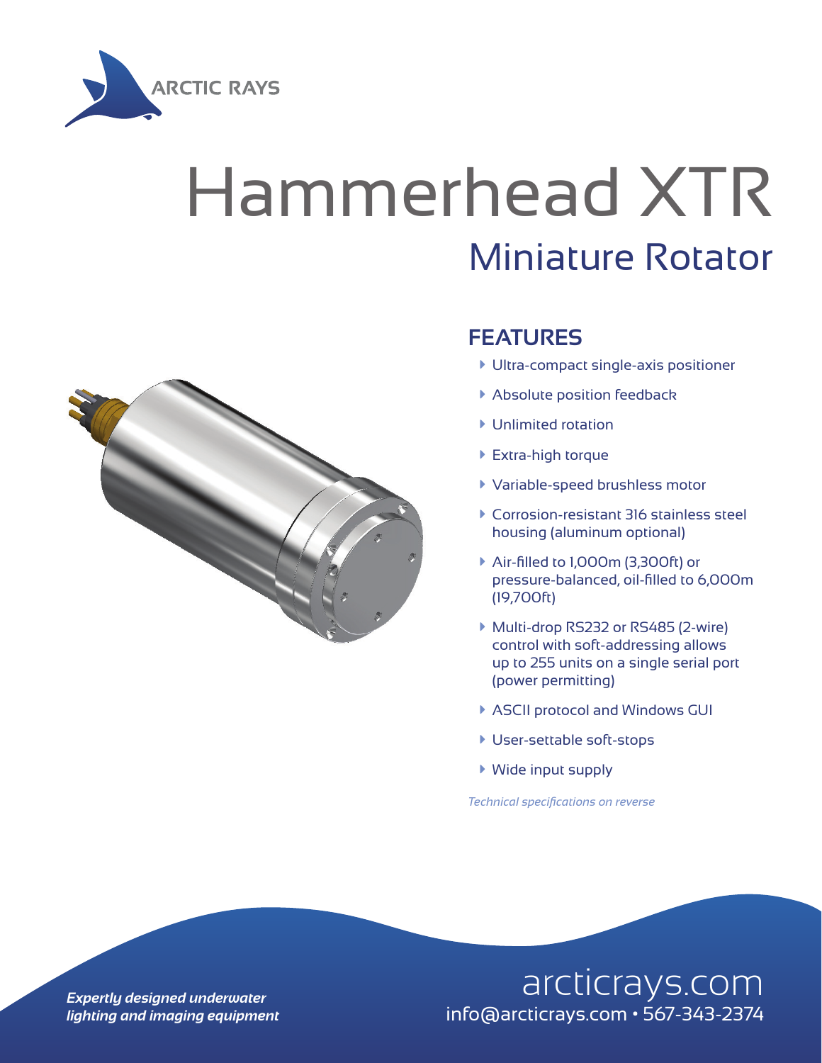ARCTIC RAYS

# Hammerhead XTR

## Miniature Rotator

### FEATURES

- Ultra-compact single-axis positioner
- Absolute position feedback
- Unlimited rotation
- Extra-high torque
- Variable-speed brushless motor
- Corrosion-resistant 316 stainless steel housing (aluminum optional)
- Air-filled to 1,000m (3,300ft) or pressure-balanced, oil-filled to 6,000m (19,700ft)
- Multi-drop RS232 or RS485 (2-wire) control with soft-addressing allows up to 255 units on a single serial port (power permitting)
- ASCII protocol and Windows GUI
- User-settable soft-stops
- Wide input supply

*Technical specifications on reverse*

***Expertly designed underwater lighting and imaging equipment***

arcticrays.com
info@arcticrays.com • 567-343-2374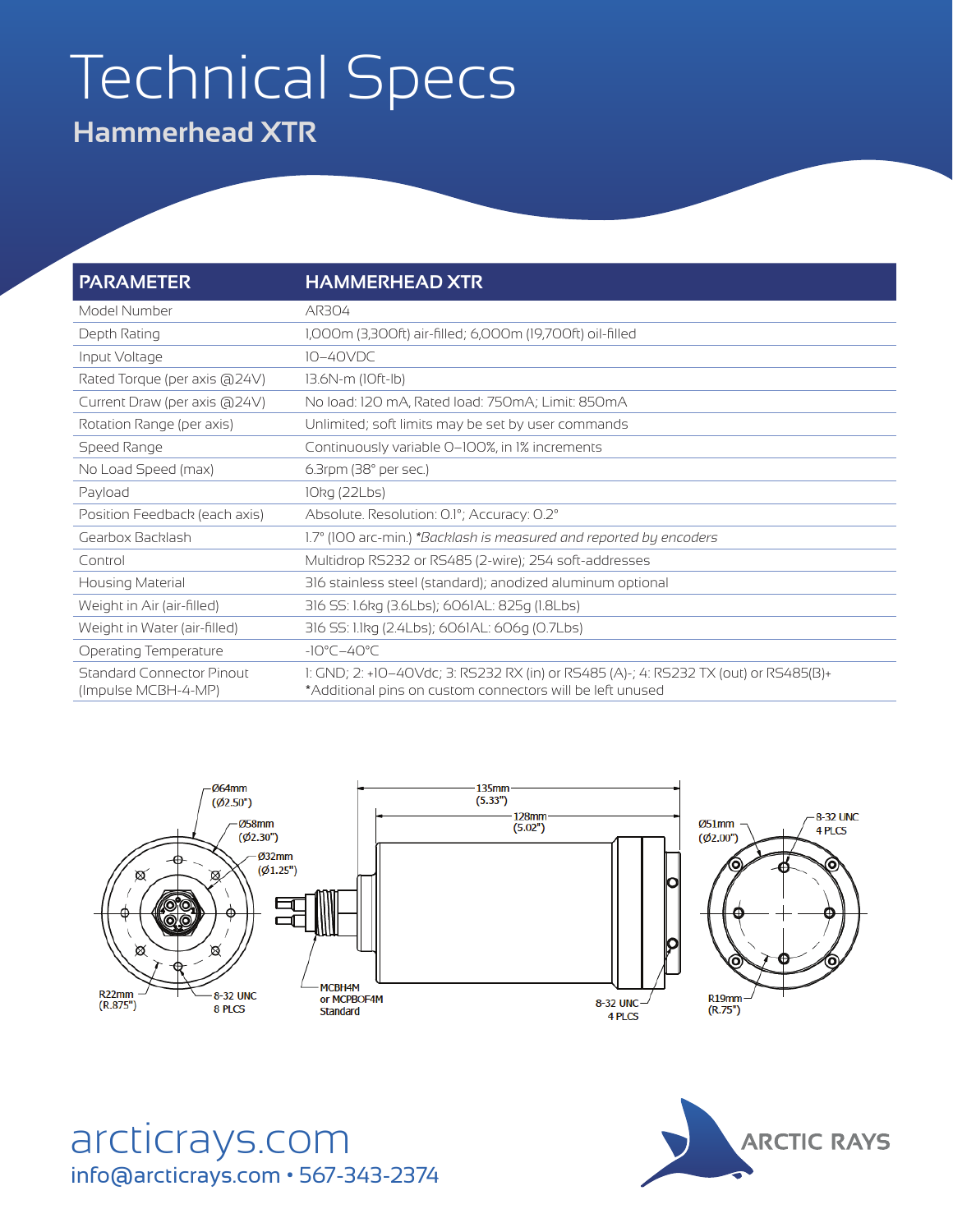# Technical Specs

## Hammerhead XTR

| PARAMETER | HAMMERHEAD XTR |
|---|---|
| Model Number | AR304 |
| Depth Rating | 1,000m (3,300ft) air-filled; 6,000m (19,700ft) oil-filled |
| Input Voltage | 10–40VDC |
| Rated Torque (per axis @24V) | 13.6N-m (10ft-lb) |
| Current Draw (per axis @24V) | No load: 120 mA, Rated load: 750mA; Limit: 850mA |
| Rotation Range (per axis) | Unlimited; soft limits may be set by user commands |
| Speed Range | Continuously variable 0–100%, in 1% increments |
| No Load Speed (max) | 6.3rpm (38° per sec.) |
| Payload | 10kg (22Lbs) |
| Position Feedback (each axis) | Absolute. Resolution: 0.1°; Accuracy: 0.2° |
| Gearbox Backlash | 1.7° (100 arc-min.) *Backlash is measured and reported by encoders* |
| Control | Multidrop RS232 or RS485 (2-wire); 254 soft-addresses |
| Housing Material | 316 stainless steel (standard); anodized aluminum optional |
| Weight in Air (air-filled) | 316 SS: 1.6kg (3.6Lbs); 6061AL: 825g (1.8Lbs) |
| Weight in Water (air-filled) | 316 SS: 1.1kg (2.4Lbs); 6061AL: 606g (0.7Lbs) |
| Operating Temperature | -10°C–40°C |
| Standard Connector Pinout (Impulse MCBH-4-MP) | 1: GND; 2: +10–40Vdc; 3: RS232 RX (in) or RS485 (A)-; 4: RS232 TX (out) or RS485(B)+ *Additional pins on custom connectors will be left unused |

Ø64mm
(Ø2.50")
Ø58mm
(Ø2.30")
Ø32mm
(Ø1.25")
R22mm
(R.875")
8-32 UNC
8 PLCS
135mm
(5.33")
128mm
(5.02")
MCBH4M
or MCPBOF4M
Standard
8-32 UNC
4 PLCS
Ø51mm
(Ø2.00")
8-32 UNC
4 PLCS
R19mm
(R.75")

arcticrays.com
info@arcticrays.com • 567-343-2374

ARCTIC RAYS